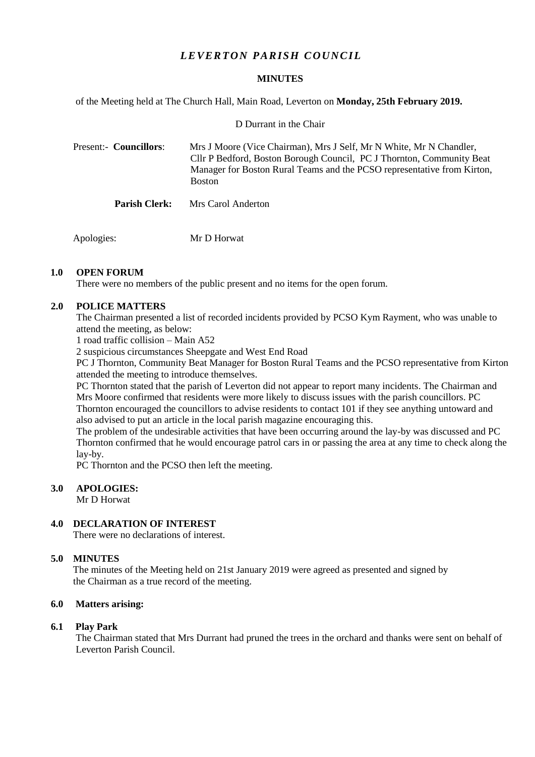# *LEVERTON PARISH COUNCIL*

## MINUTES

of the Meeting held at The Church Hall, Main Road, Leverton on **Monday, 25th February 2019.**

D Durrant in the Chair

Present:- **Councillors**: Mrs J Moore (Vice Chairman), Mrs J Self, Mr N White, Mr N Chandler, Cllr P Bedford, Boston Borough Council, PC J Thornton, Community Beat Manager for Boston Rural Teams and the PCSO representative from Kirton, Boston

**Parish Clerk:** Mrs Carol Anderton

Apologies: Mr D Horwat

**1.0 OPEN FORUM**

There were no members of the public present and no items for the open forum.

**2.0 POLICE MATTERS**

The Chairman presented a list of recorded incidents provided by PCSO Kym Rayment, who was unable to attend the meeting, as below:

1 road traffic collision – Main A52

2 suspicious circumstances Sheepgate and West End Road

PC J Thornton, Community Beat Manager for Boston Rural Teams and the PCSO representative from Kirton attended the meeting to introduce themselves.

PC Thornton stated that the parish of Leverton did not appear to report many incidents. The Chairman and Mrs Moore confirmed that residents were more likely to discuss issues with the parish councillors. PC Thornton encouraged the councillors to advise residents to contact 101 if they see anything untoward and also advised to put an article in the local parish magazine encouraging this.

The problem of the undesirable activities that have been occurring around the lay-by was discussed and PC Thornton confirmed that he would encourage patrol cars in or passing the area at any time to check along the lay-by.

PC Thornton and the PCSO then left the meeting.

**3.0 APOLOGIES:**

Mr D Horwat

**4.0 DECLARATION OF INTEREST**

There were no declarations of interest.

**5.0 MINUTES**

The minutes of the Meeting held on 21st January 2019 were agreed as presented and signed by the Chairman as a true record of the meeting.

**6.0 Matters arising:**

**6.1 Play Park**

The Chairman stated that Mrs Durrant had pruned the trees in the orchard and thanks were sent on behalf of Leverton Parish Council.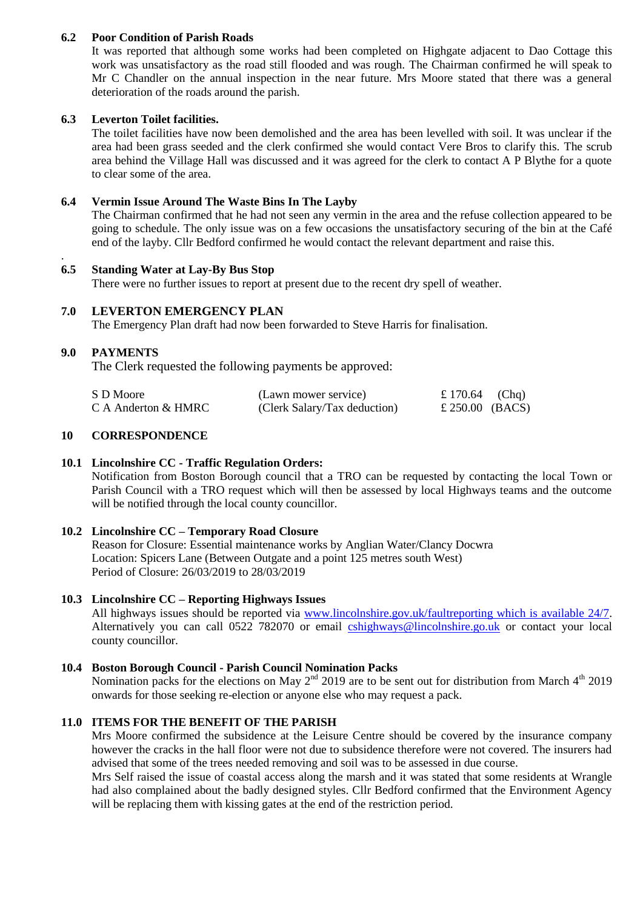### 6.2 Poor Condition of Parish Roads

It was reported that although some works had been completed on Highgate adjacent to Dao Cottage this work was unsatisfactory as the road still flooded and was rough. The Chairman confirmed he will speak to Mr C Chandler on the annual inspection in the near future. Mrs Moore stated that there was a general deterioration of the roads around the parish.

### 6.3 Leverton Toilet facilities.

The toilet facilities have now been demolished and the area has been levelled with soil. It was unclear if the area had been grass seeded and the clerk confirmed she would contact Vere Bros to clarify this. The scrub area behind the Village Hall was discussed and it was agreed for the clerk to contact A P Blythe for a quote to clear some of the area.

### 6.4 Vermin Issue Around The Waste Bins In The Layby

The Chairman confirmed that he had not seen any vermin in the area and the refuse collection appeared to be going to schedule. The only issue was on a few occasions the unsatisfactory securing of the bin at the Café end of the layby. Cllr Bedford confirmed he would contact the relevant department and raise this.

.

### 6.5 Standing Water at Lay-By Bus Stop

There were no further issues to report at present due to the recent dry spell of weather.

## 7.0 LEVERTON EMERGENCY PLAN

The Emergency Plan draft had now been forwarded to Steve Harris for finalisation.

## 9.0 PAYMENTS

The Clerk requested the following payments be approved:

| | | | |
|---|---|---|---|
| S D Moore | (Lawn mower service) | £ 170.64 | (Chq) |
| C A Anderton & HMRC | (Clerk Salary/Tax deduction) | £ 250.00 | (BACS) |

## 10 CORRESPONDENCE

### 10.1 Lincolnshire CC - Traffic Regulation Orders:

Notification from Boston Borough council that a TRO can be requested by contacting the local Town or Parish Council with a TRO request which will then be assessed by local Highways teams and the outcome will be notified through the local county councillor.

### 10.2 Lincolnshire CC – Temporary Road Closure

Reason for Closure: Essential maintenance works by Anglian Water/Clancy Docwra
Location: Spicers Lane (Between Outgate and a point 125 metres south West)
Period of Closure: 26/03/2019 to 28/03/2019

### 10.3 Lincolnshire CC – Reporting Highways Issues

All highways issues should be reported via www.lincolnshire.gov.uk/faultreporting which is available 24/7. Alternatively you can call 0522 782070 or email cshighways@lincolnshire.go.uk or contact your local county councillor.

### 10.4 Boston Borough Council - Parish Council Nomination Packs

Nomination packs for the elections on May 2nd 2019 are to be sent out for distribution from March 4th 2019 onwards for those seeking re-election or anyone else who may request a pack.

## 11.0 ITEMS FOR THE BENEFIT OF THE PARISH

Mrs Moore confirmed the subsidence at the Leisure Centre should be covered by the insurance company however the cracks in the hall floor were not due to subsidence therefore were not covered. The insurers had advised that some of the trees needed removing and soil was to be assessed in due course.

Mrs Self raised the issue of coastal access along the marsh and it was stated that some residents at Wrangle had also complained about the badly designed styles. Cllr Bedford confirmed that the Environment Agency will be replacing them with kissing gates at the end of the restriction period.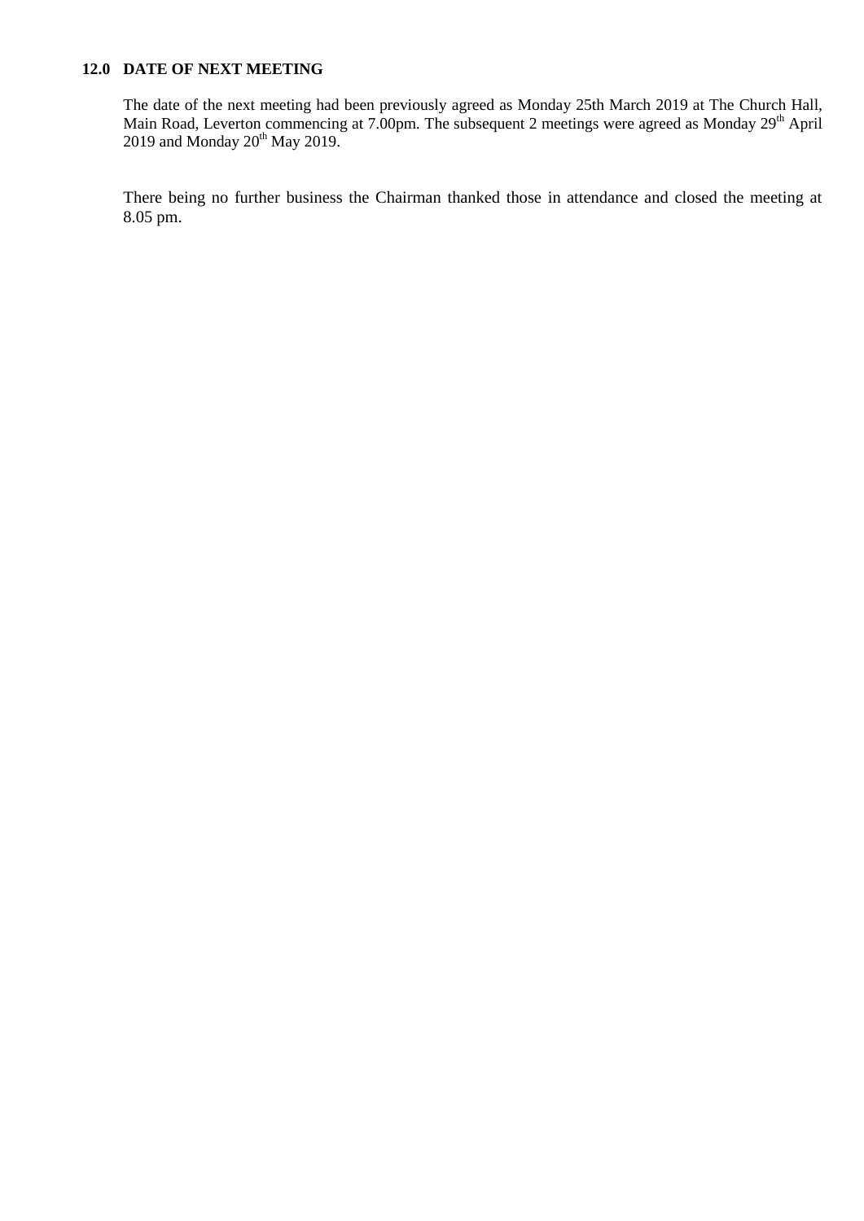## 12.0 DATE OF NEXT MEETING

The date of the next meeting had been previously agreed as Monday 25th March 2019 at The Church Hall, Main Road, Leverton commencing at 7.00pm. The subsequent 2 meetings were agreed as Monday 29th April 2019 and Monday 20th May 2019.

There being no further business the Chairman thanked those in attendance and closed the meeting at 8.05 pm.